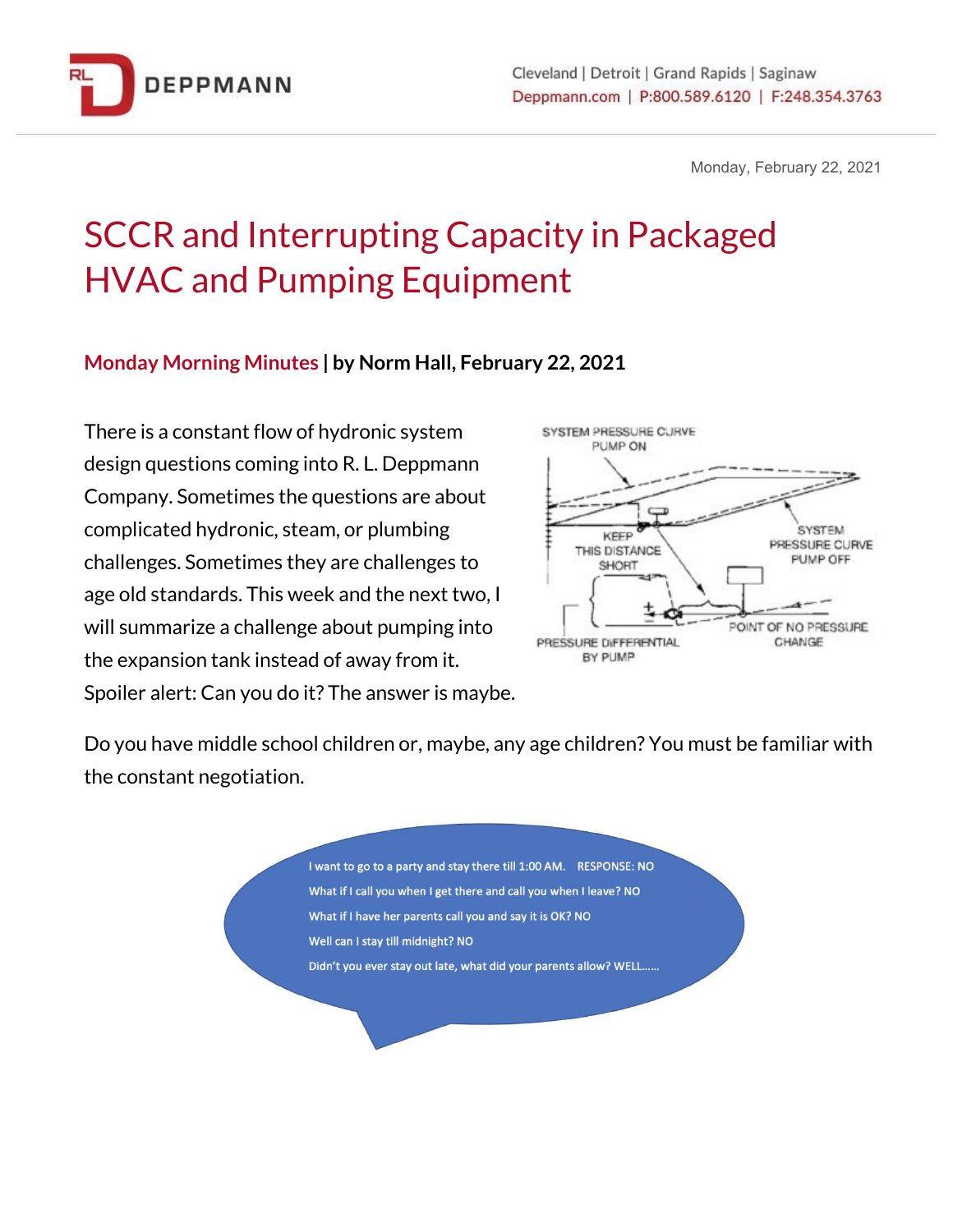Monday, February 22, 2021

# SCCR and Interrupting Capacity in Packaged HVAC and Pumping Equipment

**Monday Morning Minutes | by Norm Hall, February 22, 2021**

There is a constant flow of hydronic system design questions coming into R. L. Deppmann Company. Sometimes the questions are about complicated hydronic, steam, or plumbing challenges. Sometimes they are challenges to age old standards. This week and the next two, I will summarize a challenge about pumping into the expansion tank instead of away from it. Spoiler alert: Can you do it? The answer is maybe.

Do you have middle school children or, maybe, any age children? You must be familiar with the constant negotiation.

> I want to go to a party and stay there till 1:00 AM. RESPONSE: NO
>
> What if I call you when I get there and call you when I leave? NO
>
> What if I have her parents call you and say it is OK? NO
>
> Well can I stay till midnight? NO
>
> Didn't you ever stay out late, what did your parents allow? WELL……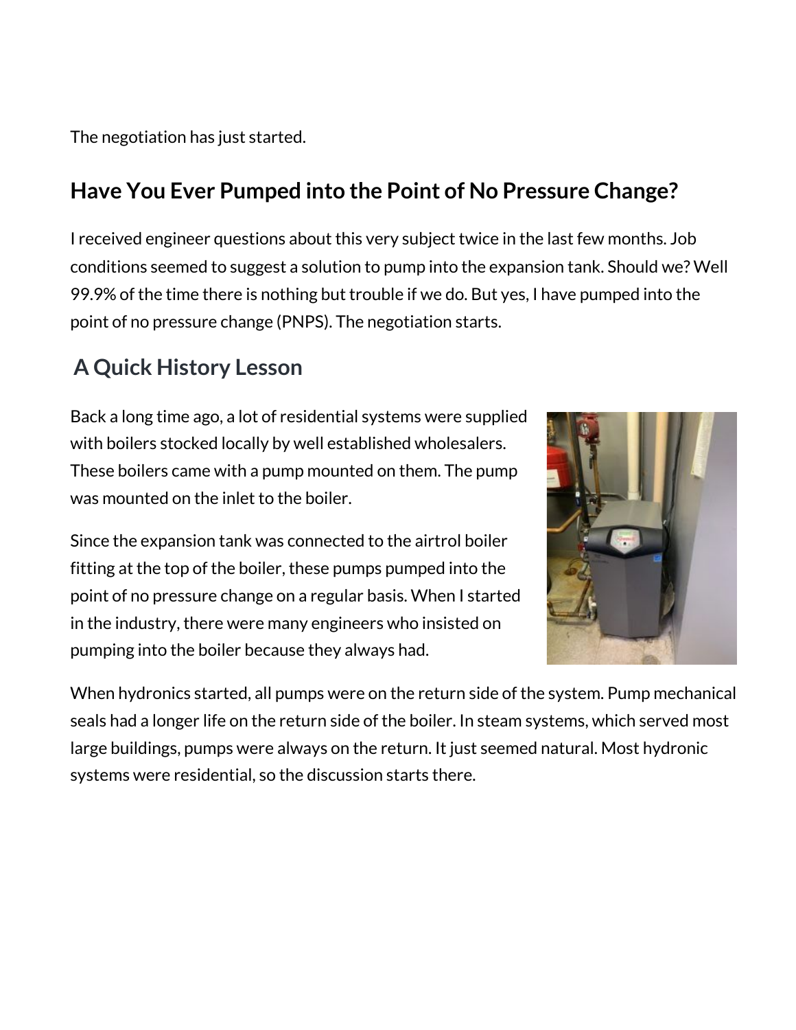The negotiation has just started.

## Have You Ever Pumped into the Point of No Pressure Change?

I received engineer questions about this very subject twice in the last few months. Job conditions seemed to suggest a solution to pump into the expansion tank. Should we? Well 99.9% of the time there is nothing but trouble if we do. But yes, I have pumped into the point of no pressure change (PNPS). The negotiation starts.

## A Quick History Lesson

Back a long time ago, a lot of residential systems were supplied with boilers stocked locally by well established wholesalers. These boilers came with a pump mounted on them. The pump was mounted on the inlet to the boiler.

Since the expansion tank was connected to the airtrol boiler fitting at the top of the boiler, these pumps pumped into the point of no pressure change on a regular basis. When I started in the industry, there were many engineers who insisted on pumping into the boiler because they always had.

When hydronics started, all pumps were on the return side of the system. Pump mechanical seals had a longer life on the return side of the boiler. In steam systems, which served most large buildings, pumps were always on the return. It just seemed natural. Most hydronic systems were residential, so the discussion starts there.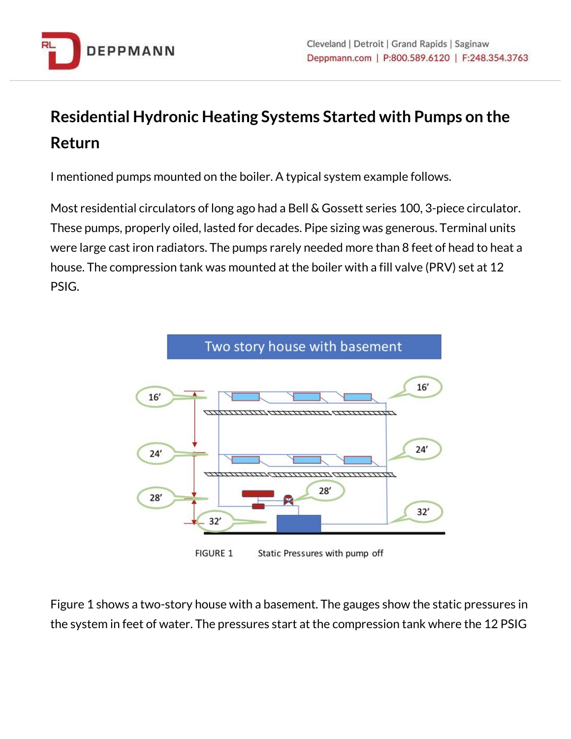## Residential Hydronic Heating Systems Started with Pumps on the Return

I mentioned pumps mounted on the boiler. A typical system example follows.

Most residential circulators of long ago had a Bell & Gossett series 100, 3-piece circulator. These pumps, properly oiled, lasted for decades. Pipe sizing was generous. Terminal units were large cast iron radiators. The pumps rarely needed more than 8 feet of head to heat a house. The compression tank was mounted at the boiler with a fill valve (PRV) set at 12 PSIG.

Two story house with basement

FIGURE 1 Static Pressures with pump off

Figure 1 shows a two-story house with a basement. The gauges show the static pressures in the system in feet of water. The pressures start at the compression tank where the 12 PSIG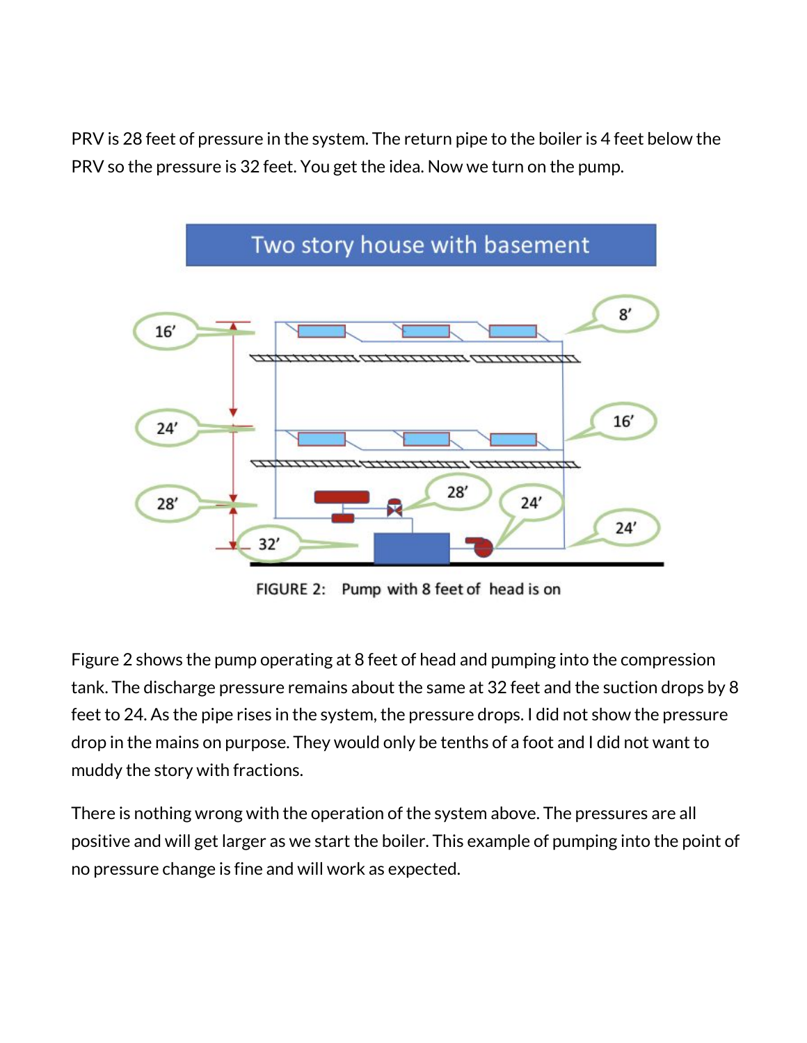PRV is 28 feet of pressure in the system. The return pipe to the boiler is 4 feet below the PRV so the pressure is 32 feet. You get the idea. Now we turn on the pump.

FIGURE 2: Pump with 8 feet of head is on

Figure 2 shows the pump operating at 8 feet of head and pumping into the compression tank. The discharge pressure remains about the same at 32 feet and the suction drops by 8 feet to 24. As the pipe rises in the system, the pressure drops. I did not show the pressure drop in the mains on purpose. They would only be tenths of a foot and I did not want to muddy the story with fractions.

There is nothing wrong with the operation of the system above. The pressures are all positive and will get larger as we start the boiler. This example of pumping into the point of no pressure change is fine and will work as expected.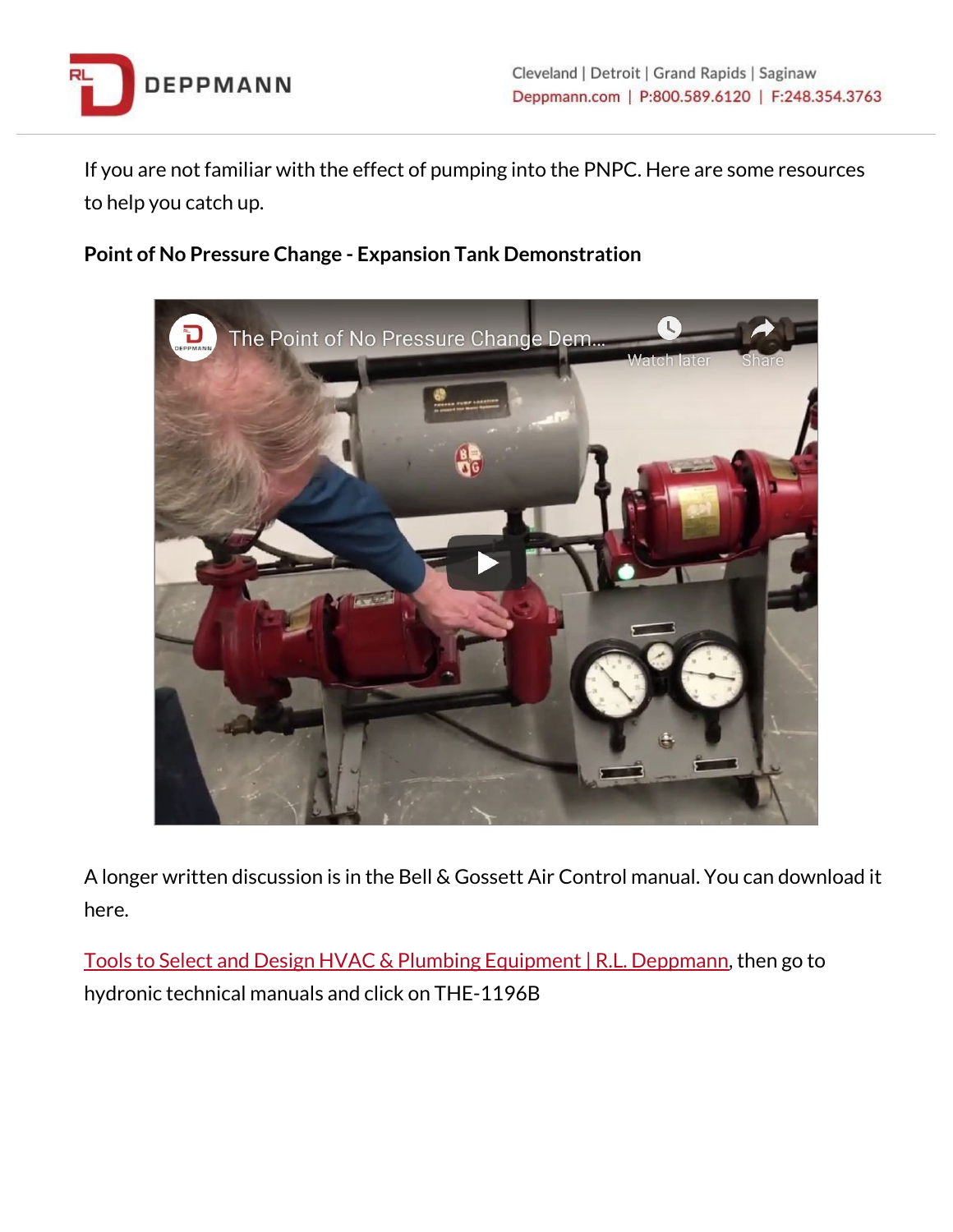If you are not familiar with the effect of pumping into the PNPC. Here are some resources to help you catch up.

**Point of No Pressure Change - Expansion Tank Demonstration**

A longer written discussion is in the Bell & Gossett Air Control manual. You can download it here.

[Tools to Select and Design HVAC & Plumbing Equipment | R.L. Deppmann], then go to hydronic technical manuals and click on THE-1196B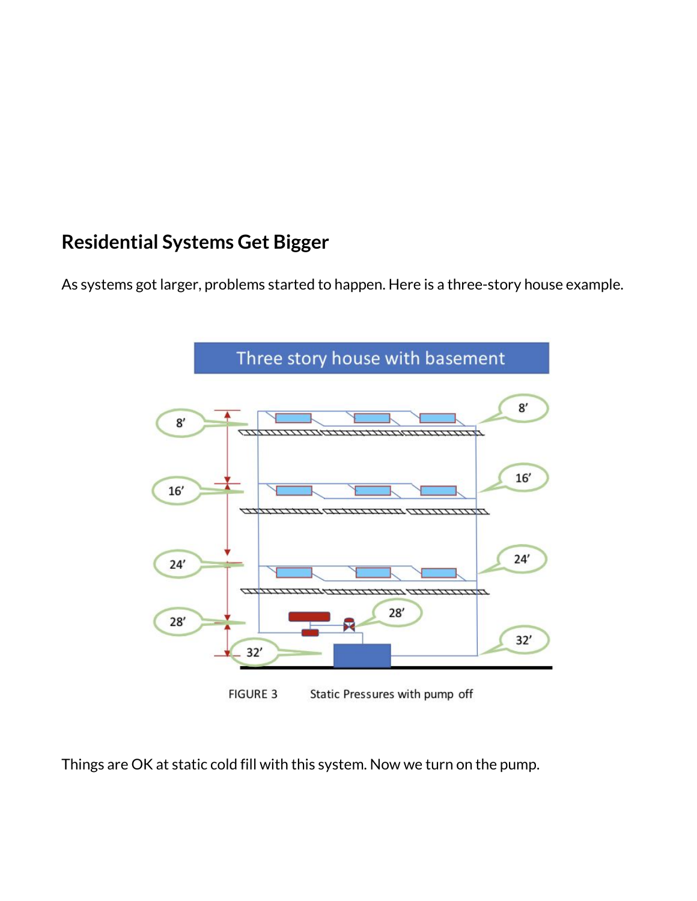## Residential Systems Get Bigger

As systems got larger, problems started to happen. Here is a three-story house example.

FIGURE 3 Static Pressures with pump off

Things are OK at static cold fill with this system. Now we turn on the pump.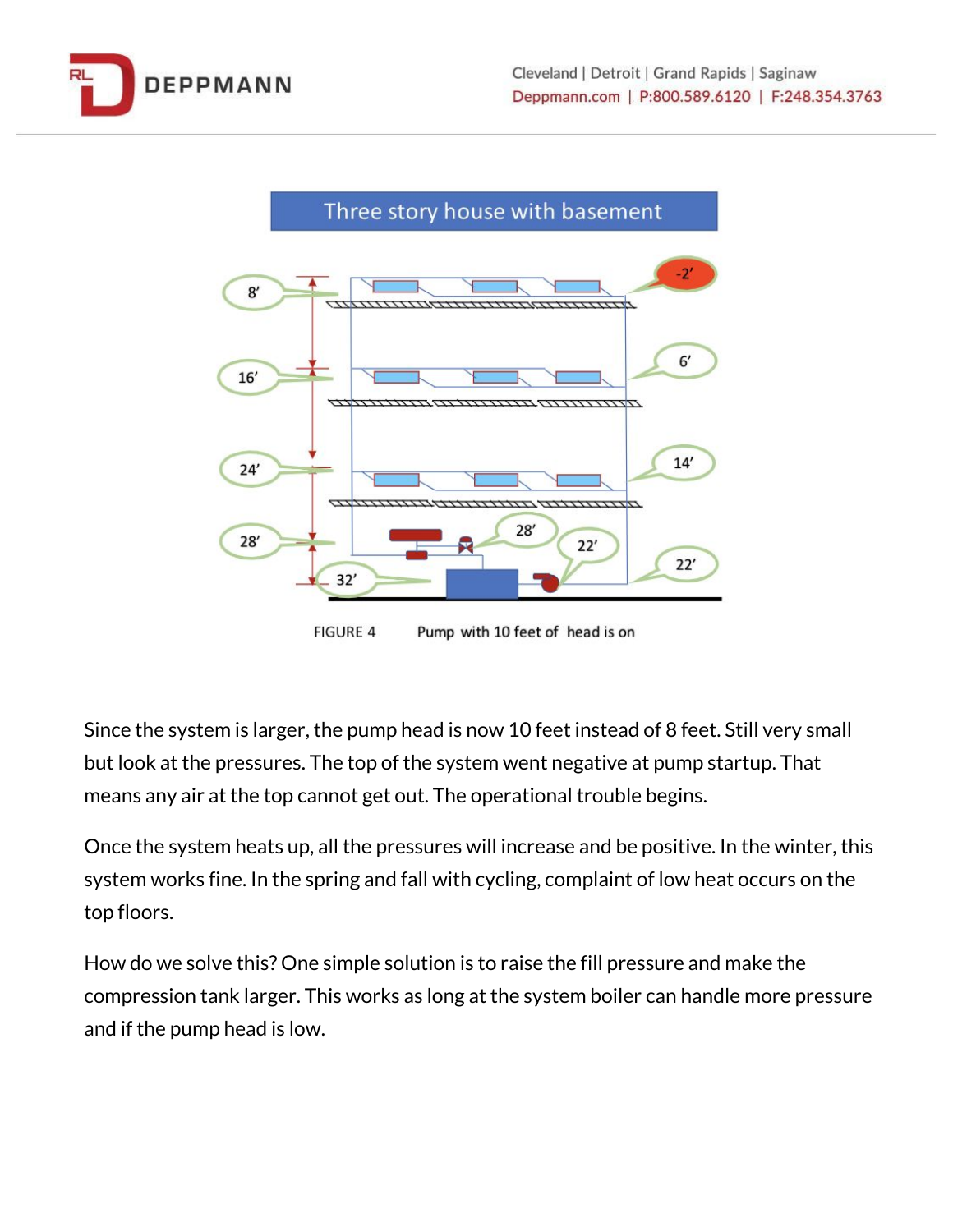Three story house with basement

FIGURE 4 Pump with 10 feet of head is on

Since the system is larger, the pump head is now 10 feet instead of 8 feet. Still very small but look at the pressures. The top of the system went negative at pump startup. That means any air at the top cannot get out. The operational trouble begins.

Once the system heats up, all the pressures will increase and be positive. In the winter, this system works fine. In the spring and fall with cycling, complaint of low heat occurs on the top floors.

How do we solve this? One simple solution is to raise the fill pressure and make the compression tank larger. This works as long at the system boiler can handle more pressure and if the pump head is low.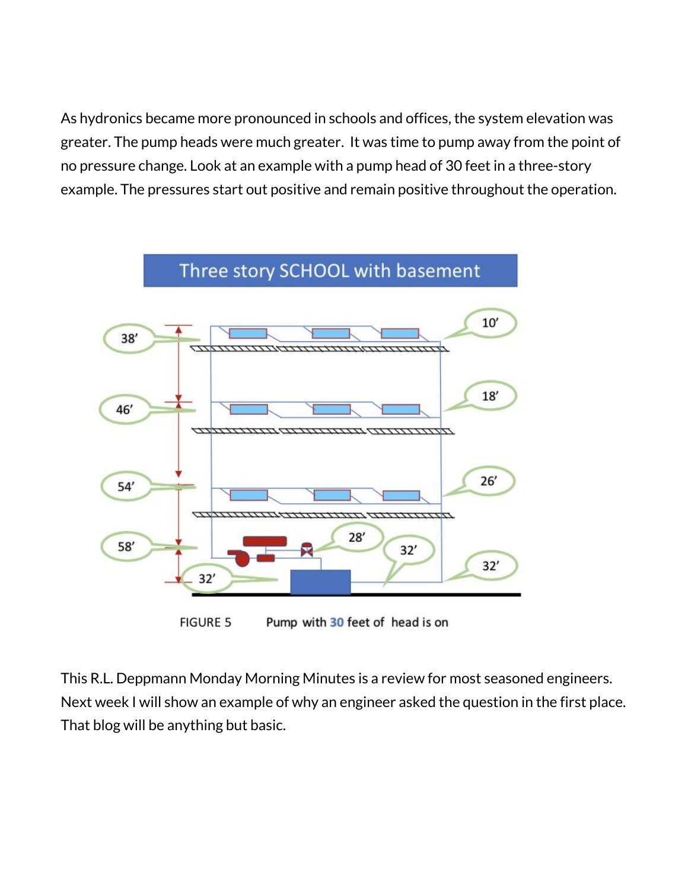As hydronics became more pronounced in schools and offices, the system elevation was greater. The pump heads were much greater. It was time to pump away from the point of no pressure change. Look at an example with a pump head of 30 feet in a three-story example. The pressures start out positive and remain positive throughout the operation.

Three story SCHOOL with basement

38'

46'

54'

58'

32'

10'

18'

26'

28'

32'

32'

FIGURE 5 Pump with 30 feet of head is on

This R.L. Deppmann Monday Morning Minutes is a review for most seasoned engineers. Next week I will show an example of why an engineer asked the question in the first place. That blog will be anything but basic.